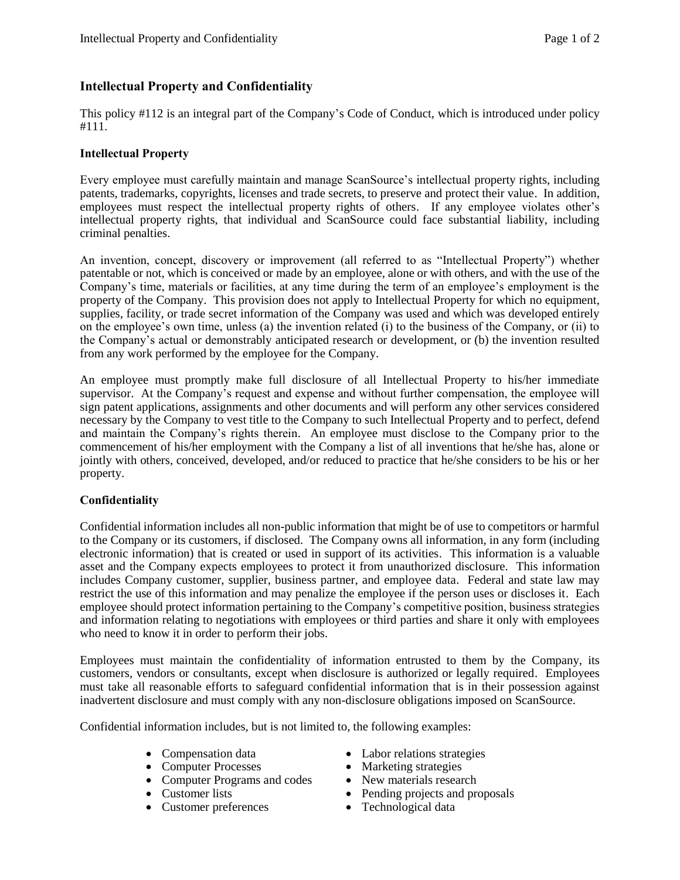# Intellectual Property and Confidentiality

This policy #112 is an integral part of the Company's Code of Conduct, which is introduced under policy #111.

## Intellectual Property

Every employee must carefully maintain and manage ScanSource's intellectual property rights, including patents, trademarks, copyrights, licenses and trade secrets, to preserve and protect their value. In addition, employees must respect the intellectual property rights of others. If any employee violates other's intellectual property rights, that individual and ScanSource could face substantial liability, including criminal penalties.

An invention, concept, discovery or improvement (all referred to as "Intellectual Property") whether patentable or not, which is conceived or made by an employee, alone or with others, and with the use of the Company's time, materials or facilities, at any time during the term of an employee's employment is the property of the Company. This provision does not apply to Intellectual Property for which no equipment, supplies, facility, or trade secret information of the Company was used and which was developed entirely on the employee's own time, unless (a) the invention related (i) to the business of the Company, or (ii) to the Company's actual or demonstrably anticipated research or development, or (b) the invention resulted from any work performed by the employee for the Company.

An employee must promptly make full disclosure of all Intellectual Property to his/her immediate supervisor. At the Company's request and expense and without further compensation, the employee will sign patent applications, assignments and other documents and will perform any other services considered necessary by the Company to vest title to the Company to such Intellectual Property and to perfect, defend and maintain the Company's rights therein. An employee must disclose to the Company prior to the commencement of his/her employment with the Company a list of all inventions that he/she has, alone or jointly with others, conceived, developed, and/or reduced to practice that he/she considers to be his or her property.

## Confidentiality

Confidential information includes all non-public information that might be of use to competitors or harmful to the Company or its customers, if disclosed. The Company owns all information, in any form (including electronic information) that is created or used in support of its activities. This information is a valuable asset and the Company expects employees to protect it from unauthorized disclosure. This information includes Company customer, supplier, business partner, and employee data. Federal and state law may restrict the use of this information and may penalize the employee if the person uses or discloses it. Each employee should protect information pertaining to the Company's competitive position, business strategies and information relating to negotiations with employees or third parties and share it only with employees who need to know it in order to perform their jobs.

Employees must maintain the confidentiality of information entrusted to them by the Company, its customers, vendors or consultants, except when disclosure is authorized or legally required. Employees must take all reasonable efforts to safeguard confidential information that is in their possession against inadvertent disclosure and must comply with any non-disclosure obligations imposed on ScanSource.

Confidential information includes, but is not limited to, the following examples:

- Compensation data
- Computer Processes
- Computer Programs and codes
- Customer lists
- Customer preferences
- Labor relations strategies
- Marketing strategies
- New materials research
- Pending projects and proposals
- Technological data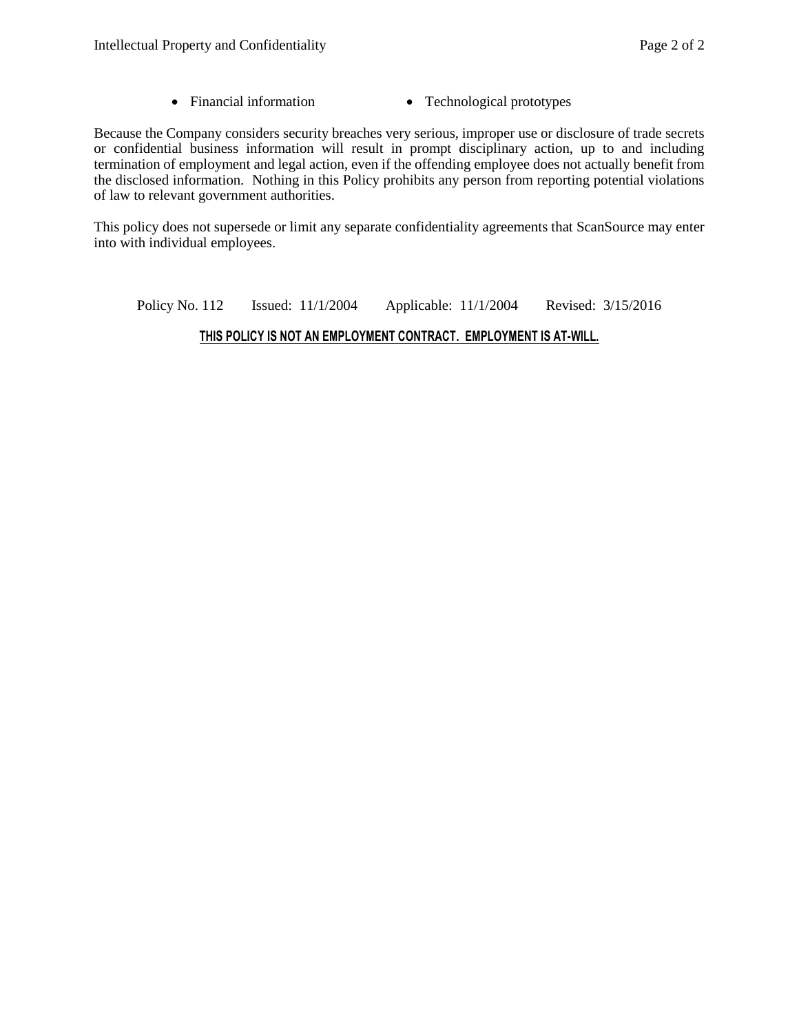- Financial information
- Technological prototypes

Because the Company considers security breaches very serious, improper use or disclosure of trade secrets or confidential business information will result in prompt disciplinary action, up to and including termination of employment and legal action, even if the offending employee does not actually benefit from the disclosed information. Nothing in this Policy prohibits any person from reporting potential violations of law to relevant government authorities.

This policy does not supersede or limit any separate confidentiality agreements that ScanSource may enter into with individual employees.

Policy No. 112    Issued: 11/1/2004    Applicable: 11/1/2004    Revised: 3/15/2016

**THIS POLICY IS NOT AN EMPLOYMENT CONTRACT. EMPLOYMENT IS AT-WILL.**